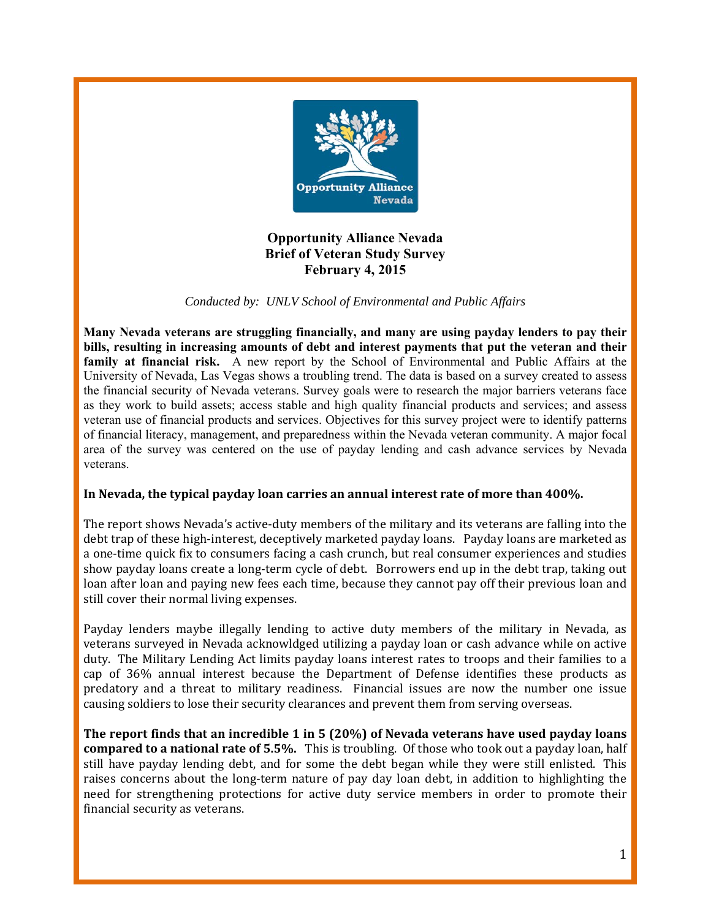# Opportunity Alliance Nevada
## Brief of Veteran Study Survey
## February 4, 2015

*Conducted by: UNLV School of Environmental and Public Affairs*

**Many Nevada veterans are struggling financially, and many are using payday lenders to pay their bills, resulting in increasing amounts of debt and interest payments that put the veteran and their family at financial risk.** A new report by the School of Environmental and Public Affairs at the University of Nevada, Las Vegas shows a troubling trend. The data is based on a survey created to assess the financial security of Nevada veterans. Survey goals were to research the major barriers veterans face as they work to build assets; access stable and high quality financial products and services; and assess veteran use of financial products and services. Objectives for this survey project were to identify patterns of financial literacy, management, and preparedness within the Nevada veteran community. A major focal area of the survey was centered on the use of payday lending and cash advance services by Nevada veterans.

**In Nevada, the typical payday loan carries an annual interest rate of more than 400%.**

The report shows Nevada's active-duty members of the military and its veterans are falling into the debt trap of these high-interest, deceptively marketed payday loans. Payday loans are marketed as a one-time quick fix to consumers facing a cash crunch, but real consumer experiences and studies show payday loans create a long-term cycle of debt. Borrowers end up in the debt trap, taking out loan after loan and paying new fees each time, because they cannot pay off their previous loan and still cover their normal living expenses.

Payday lenders maybe illegally lending to active duty members of the military in Nevada, as veterans surveyed in Nevada acknowldged utilizing a payday loan or cash advance while on active duty. The Military Lending Act limits payday loans interest rates to troops and their families to a cap of 36% annual interest because the Department of Defense identifies these products as predatory and a threat to military readiness. Financial issues are now the number one issue causing soldiers to lose their security clearances and prevent them from serving overseas.

**The report finds that an incredible 1 in 5 (20%) of Nevada veterans have used payday loans compared to a national rate of 5.5%.** This is troubling. Of those who took out a payday loan, half still have payday lending debt, and for some the debt began while they were still enlisted. This raises concerns about the long-term nature of pay day loan debt, in addition to highlighting the need for strengthening protections for active duty service members in order to promote their financial security as veterans.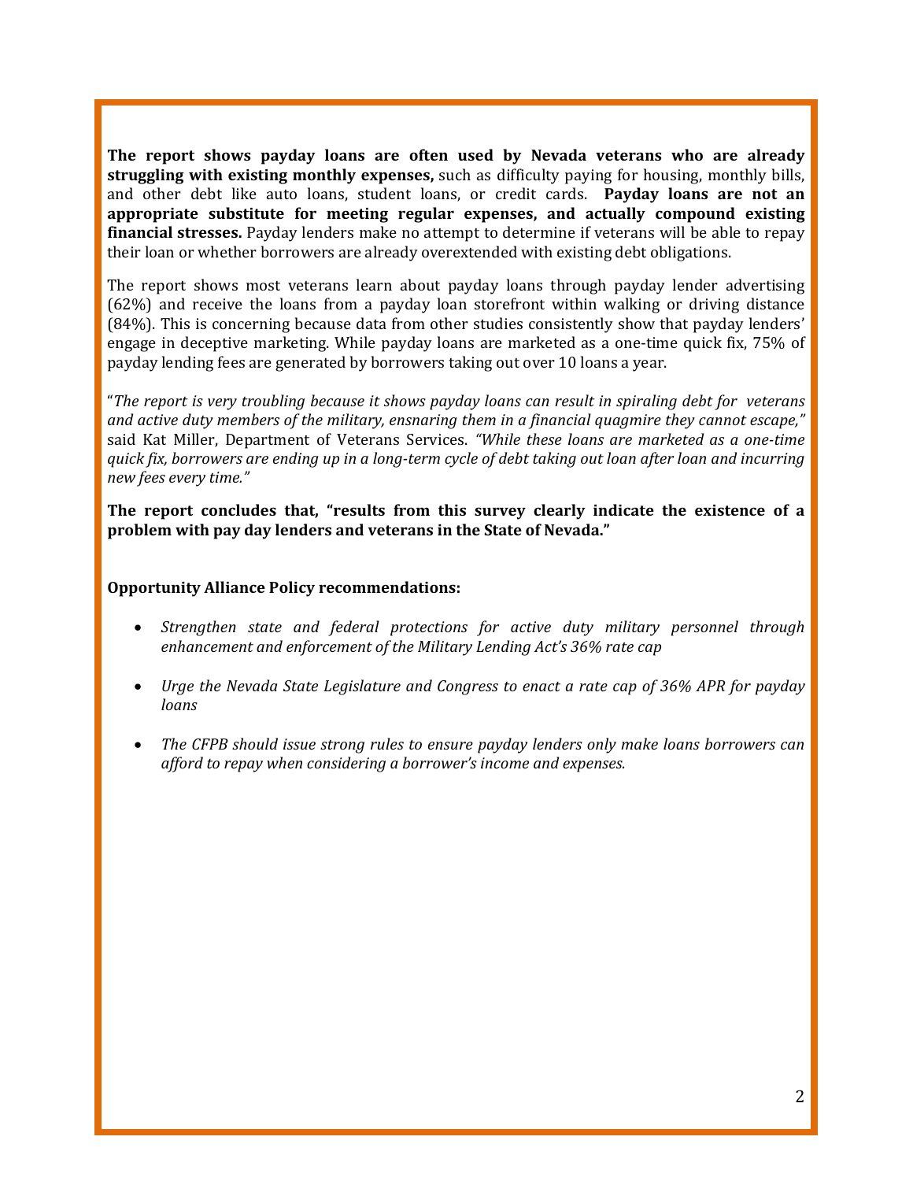**The report shows payday loans are often used by Nevada veterans who are already struggling with existing monthly expenses,** such as difficulty paying for housing, monthly bills, and other debt like auto loans, student loans, or credit cards. **Payday loans are not an appropriate substitute for meeting regular expenses, and actually compound existing financial stresses.** Payday lenders make no attempt to determine if veterans will be able to repay their loan or whether borrowers are already overextended with existing debt obligations.

The report shows most veterans learn about payday loans through payday lender advertising (62%) and receive the loans from a payday loan storefront within walking or driving distance (84%). This is concerning because data from other studies consistently show that payday lenders' engage in deceptive marketing. While payday loans are marketed as a one-time quick fix, 75% of payday lending fees are generated by borrowers taking out over 10 loans a year.

"*The report is very troubling because it shows payday loans can result in spiraling debt for veterans and active duty members of the military, ensnaring them in a financial quagmire they cannot escape,"* said Kat Miller, Department of Veterans Services. *"While these loans are marketed as a one-time quick fix, borrowers are ending up in a long-term cycle of debt taking out loan after loan and incurring new fees every time."*

**The report concludes that, "results from this survey clearly indicate the existence of a problem with pay day lenders and veterans in the State of Nevada."**

**Opportunity Alliance Policy recommendations:**

- *Strengthen state and federal protections for active duty military personnel through enhancement and enforcement of the Military Lending Act's 36% rate cap*
- *Urge the Nevada State Legislature and Congress to enact a rate cap of 36% APR for payday loans*
- *The CFPB should issue strong rules to ensure payday lenders only make loans borrowers can afford to repay when considering a borrower's income and expenses.*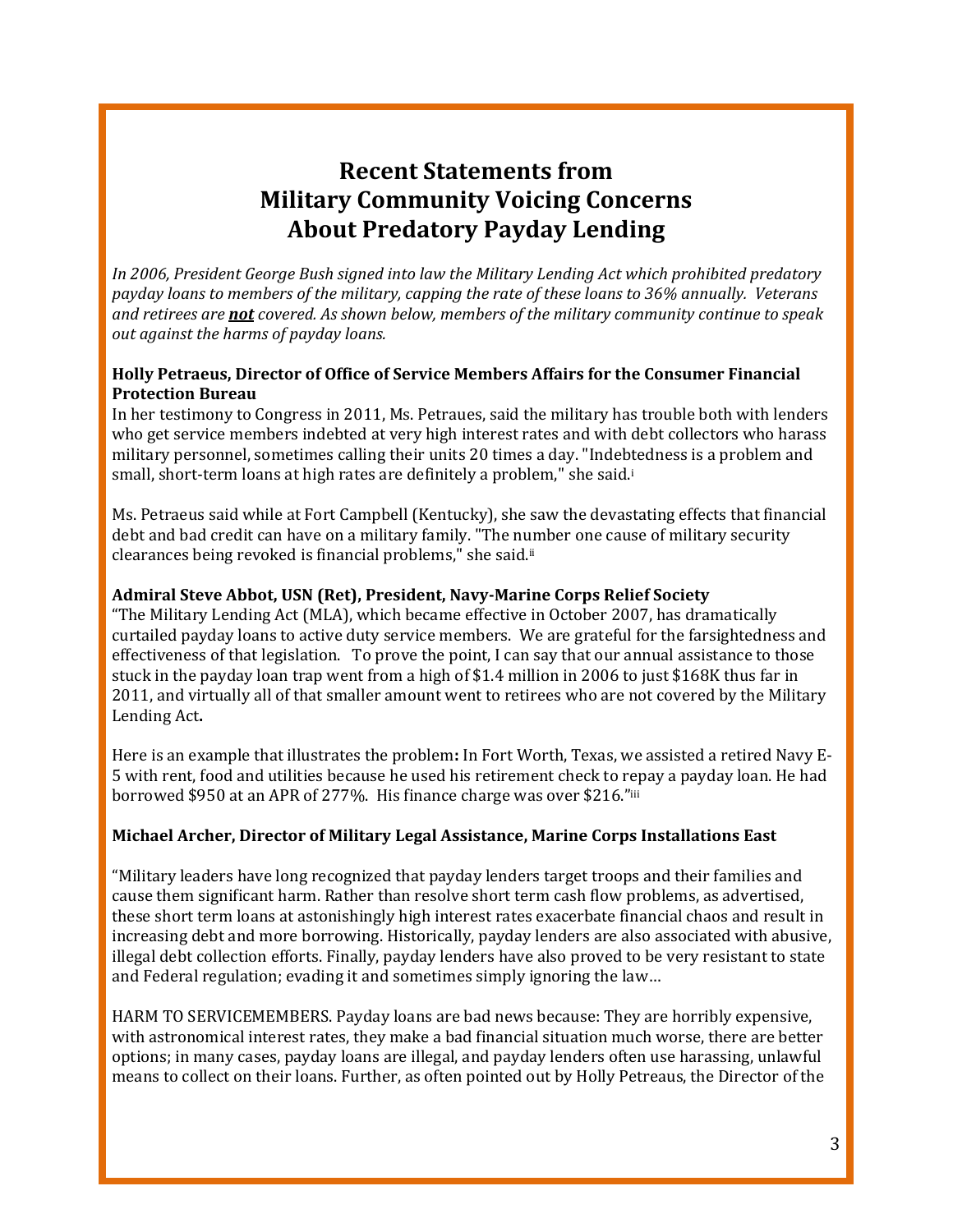# Recent Statements from Military Community Voicing Concerns About Predatory Payday Lending

*In 2006, President George Bush signed into law the Military Lending Act which prohibited predatory payday loans to members of the military, capping the rate of these loans to 36% annually. Veterans and retirees are **not** covered. As shown below, members of the military community continue to speak out against the harms of payday loans.*

**Holly Petraeus, Director of Office of Service Members Affairs for the Consumer Financial Protection Bureau**

In her testimony to Congress in 2011, Ms. Petraues, said the military has trouble both with lenders who get service members indebted at very high interest rates and with debt collectors who harass military personnel, sometimes calling their units 20 times a day. "Indebtedness is a problem and small, short-term loans at high rates are definitely a problem," she said.[i]

Ms. Petraeus said while at Fort Campbell (Kentucky), she saw the devastating effects that financial debt and bad credit can have on a military family. "The number one cause of military security clearances being revoked is financial problems," she said.[ii]

**Admiral Steve Abbot, USN (Ret), President, Navy-Marine Corps Relief Society**

"The Military Lending Act (MLA), which became effective in October 2007, has dramatically curtailed payday loans to active duty service members. We are grateful for the farsightedness and effectiveness of that legislation. To prove the point, I can say that our annual assistance to those stuck in the payday loan trap went from a high of $1.4 million in 2006 to just $168K thus far in 2011, and virtually all of that smaller amount went to retirees who are not covered by the Military Lending Act**.**

Here is an example that illustrates the problem**:** In Fort Worth, Texas, we assisted a retired Navy E-5 with rent, food and utilities because he used his retirement check to repay a payday loan. He had borrowed $950 at an APR of 277%. His finance charge was over $216."[iii]

**Michael Archer, Director of Military Legal Assistance, Marine Corps Installations East**

"Military leaders have long recognized that payday lenders target troops and their families and cause them significant harm. Rather than resolve short term cash flow problems, as advertised, these short term loans at astonishingly high interest rates exacerbate financial chaos and result in increasing debt and more borrowing. Historically, payday lenders are also associated with abusive, illegal debt collection efforts. Finally, payday lenders have also proved to be very resistant to state and Federal regulation; evading it and sometimes simply ignoring the law…

HARM TO SERVICEMEMBERS. Payday loans are bad news because: They are horribly expensive, with astronomical interest rates, they make a bad financial situation much worse, there are better options; in many cases, payday loans are illegal, and payday lenders often use harassing, unlawful means to collect on their loans. Further, as often pointed out by Holly Petreaus, the Director of the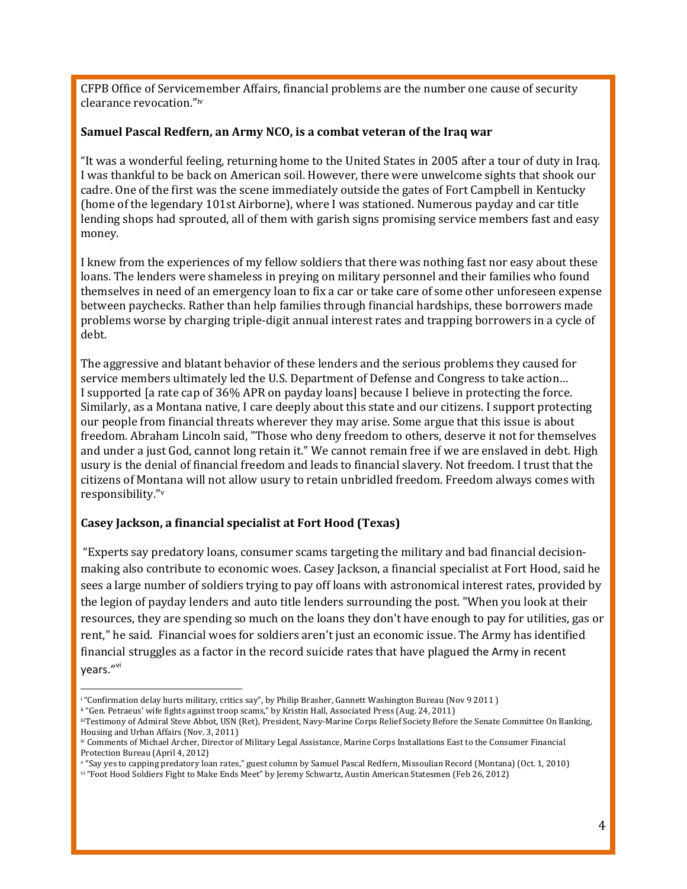CFPB Office of Servicemember Affairs, financial problems are the number one cause of security clearance revocation."[iv]

**Samuel Pascal Redfern, an Army NCO, is a combat veteran of the Iraq war**

"It was a wonderful feeling, returning home to the United States in 2005 after a tour of duty in Iraq. I was thankful to be back on American soil. However, there were unwelcome sights that shook our cadre. One of the first was the scene immediately outside the gates of Fort Campbell in Kentucky (home of the legendary 101st Airborne), where I was stationed. Numerous payday and car title lending shops had sprouted, all of them with garish signs promising service members fast and easy money.

I knew from the experiences of my fellow soldiers that there was nothing fast nor easy about these loans. The lenders were shameless in preying on military personnel and their families who found themselves in need of an emergency loan to fix a car or take care of some other unforeseen expense between paychecks. Rather than help families through financial hardships, these borrowers made problems worse by charging triple-digit annual interest rates and trapping borrowers in a cycle of debt.

The aggressive and blatant behavior of these lenders and the serious problems they caused for service members ultimately led the U.S. Department of Defense and Congress to take action… I supported [a rate cap of 36% APR on payday loans] because I believe in protecting the force. Similarly, as a Montana native, I care deeply about this state and our citizens. I support protecting our people from financial threats wherever they may arise. Some argue that this issue is about freedom. Abraham Lincoln said, "Those who deny freedom to others, deserve it not for themselves and under a just God, cannot long retain it." We cannot remain free if we are enslaved in debt. High usury is the denial of financial freedom and leads to financial slavery. Not freedom. I trust that the citizens of Montana will not allow usury to retain unbridled freedom. Freedom always comes with responsibility."[v]

**Casey Jackson, a financial specialist at Fort Hood (Texas)**

"Experts say predatory loans, consumer scams targeting the military and bad financial decision-making also contribute to economic woes. Casey Jackson, a financial specialist at Fort Hood, said he sees a large number of soldiers trying to pay off loans with astronomical interest rates, provided by the legion of payday lenders and auto title lenders surrounding the post. "When you look at their resources, they are spending so much on the loans they don't have enough to pay for utilities, gas or rent," he said. Financial woes for soldiers aren't just an economic issue. The Army has identified financial struggles as a factor in the record suicide rates that have plagued the Army in recent years."[vi]

---

[i] "Confirmation delay hurts military, critics say", by Philip Brasher, Gannett Washington Bureau (Nov 9 2011 )

[ii] "Gen. Petraeus' wife fights against troop scams," by Kristin Hall, Associated Press (Aug. 24, 2011)

[iii] Testimony of Admiral Steve Abbot, USN (Ret), President, Navy-Marine Corps Relief Society Before the Senate Committee On Banking, Housing and Urban Affairs (Nov. 3, 2011)

[iv] Comments of Michael Archer, Director of Military Legal Assistance, Marine Corps Installations East to the Consumer Financial Protection Bureau (April 4, 2012)

[v] "Say yes to capping predatory loan rates," guest column by Samuel Pascal Redfern, Missoulian Record (Montana) (Oct. 1, 2010)

[vi] "Foot Hood Soldiers Fight to Make Ends Meet" by Jeremy Schwartz, Austin American Statesmen (Feb 26, 2012)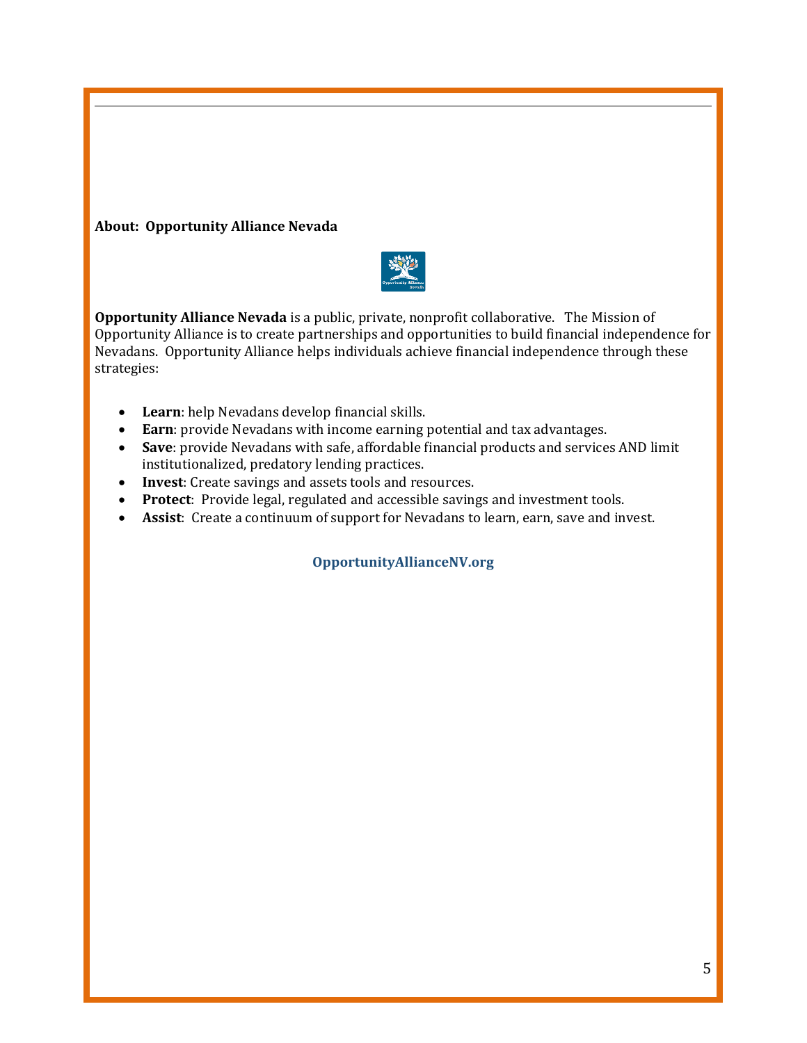**About: Opportunity Alliance Nevada**

**Opportunity Alliance Nevada** is a public, private, nonprofit collaborative. The Mission of Opportunity Alliance is to create partnerships and opportunities to build financial independence for Nevadans. Opportunity Alliance helps individuals achieve financial independence through these strategies:

- **Learn**: help Nevadans develop financial skills.
- **Earn**: provide Nevadans with income earning potential and tax advantages.
- **Save**: provide Nevadans with safe, affordable financial products and services AND limit institutionalized, predatory lending practices.
- **Invest**: Create savings and assets tools and resources.
- **Protect**: Provide legal, regulated and accessible savings and investment tools.
- **Assist**: Create a continuum of support for Nevadans to learn, earn, save and invest.

**OpportunityAllianceNV.org**